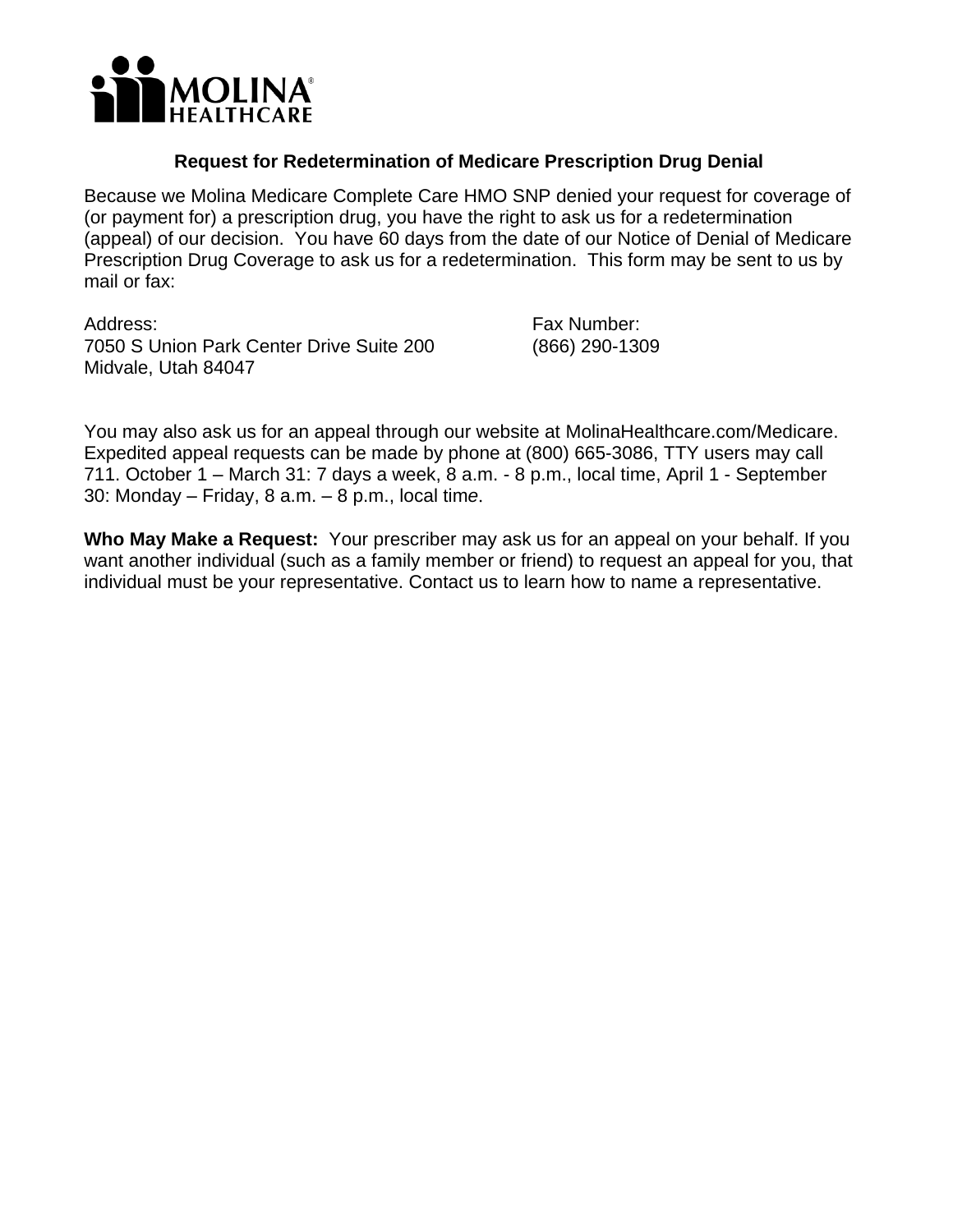MOLINA HEALTHCARE

## Request for Redetermination of Medicare Prescription Drug Denial

Because we Molina Medicare Complete Care HMO SNP denied your request for coverage of (or payment for) a prescription drug, you have the right to ask us for a redetermination (appeal) of our decision. You have 60 days from the date of our Notice of Denial of Medicare Prescription Drug Coverage to ask us for a redetermination. This form may be sent to us by mail or fax:

Address:
7050 S Union Park Center Drive Suite 200
Midvale, Utah 84047

Fax Number:
(866) 290-1309

You may also ask us for an appeal through our website at MolinaHealthcare.com/Medicare. Expedited appeal requests can be made by phone at (800) 665-3086, TTY users may call 711. October 1 – March 31: 7 days a week, 8 a.m. - 8 p.m., local time, April 1 - September 30: Monday – Friday, 8 a.m. – 8 p.m., local time.

**Who May Make a Request:** Your prescriber may ask us for an appeal on your behalf. If you want another individual (such as a family member or friend) to request an appeal for you, that individual must be your representative. Contact us to learn how to name a representative.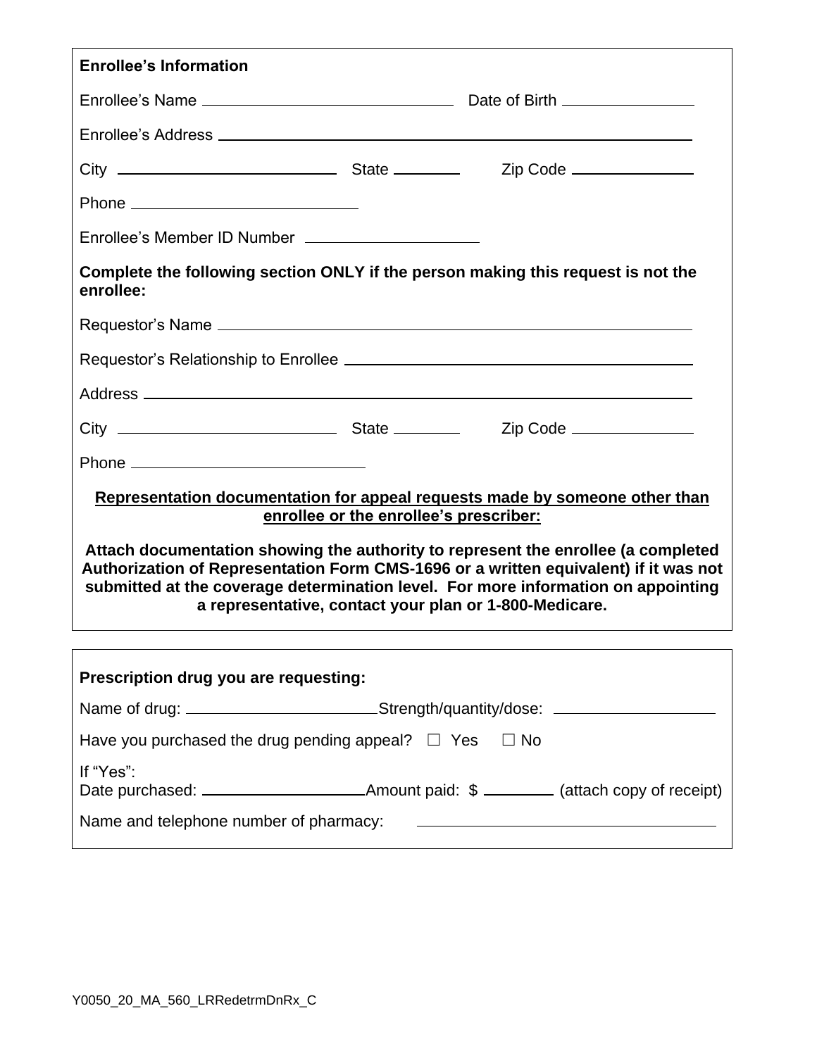**Enrollee's Information**

Enrollee's Name \_\_\_\_\_\_\_\_\_\_\_\_\_\_\_\_\_\_\_\_\_\_\_\_\_\_\_\_\_\_ Date of Birth \_\_\_\_\_\_\_\_\_\_\_\_\_\_\_

Enrollee's Address \_\_\_\_\_\_\_\_\_\_\_\_\_\_\_\_\_\_\_\_\_\_\_\_\_\_\_\_\_\_\_\_\_\_\_\_\_\_\_\_\_\_\_\_\_\_\_\_\_\_\_\_\_\_

City \_\_\_\_\_\_\_\_\_\_\_\_\_\_\_\_\_\_\_\_\_\_\_\_\_\_ State \_\_\_\_\_\_\_\_ Zip Code \_\_\_\_\_\_\_\_\_\_\_\_\_\_

Phone \_\_\_\_\_\_\_\_\_\_\_\_\_\_\_\_\_\_\_\_\_\_\_\_\_\_

Enrollee's Member ID Number \_\_\_\_\_\_\_\_\_\_\_\_\_\_\_\_\_\_\_\_

**Complete the following section ONLY if the person making this request is not the enrollee:**

Requestor's Name \_\_\_\_\_\_\_\_\_\_\_\_\_\_\_\_\_\_\_\_\_\_\_\_\_\_\_\_\_\_\_\_\_\_\_\_\_\_\_\_\_\_\_\_\_\_\_\_\_\_\_\_\_\_\_

Requestor's Relationship to Enrollee \_\_\_\_\_\_\_\_\_\_\_\_\_\_\_\_\_\_\_\_\_\_\_\_\_\_\_\_\_\_\_\_\_\_\_\_\_\_\_\_\_

Address \_\_\_\_\_\_\_\_\_\_\_\_\_\_\_\_\_\_\_\_\_\_\_\_\_\_\_\_\_\_\_\_\_\_\_\_\_\_\_\_\_\_\_\_\_\_\_\_\_\_\_\_\_\_\_\_\_\_\_\_\_\_\_

City \_\_\_\_\_\_\_\_\_\_\_\_\_\_\_\_\_\_\_\_\_\_\_\_\_\_ State \_\_\_\_\_\_\_\_ Zip Code \_\_\_\_\_\_\_\_\_\_\_\_\_\_

Phone \_\_\_\_\_\_\_\_\_\_\_\_\_\_\_\_\_\_\_\_\_\_\_\_\_\_

**<u>Representation documentation for appeal requests made by someone other than enrollee or the enrollee's prescriber:</u>**

**Attach documentation showing the authority to represent the enrollee (a completed Authorization of Representation Form CMS-1696 or a written equivalent) if it was not submitted at the coverage determination level. For more information on appointing a representative, contact your plan or 1-800-Medicare.**

**Prescription drug you are requesting:**

Name of drug: \_\_\_\_\_\_\_\_\_\_\_\_\_\_\_\_\_\_\_\_\_\_Strength/quantity/dose: \_\_\_\_\_\_\_\_\_\_\_\_\_\_\_\_\_\_\_

Have you purchased the drug pending appeal? ☐ Yes ☐ No

If "Yes":
Date purchased: \_\_\_\_\_\_\_\_\_\_\_\_\_\_\_\_\_\_\_Amount paid: $ \_\_\_\_\_\_\_\_ (attach copy of receipt)

Name and telephone number of pharmacy: \_\_\_\_\_\_\_\_\_\_\_\_\_\_\_\_\_\_\_\_\_\_\_\_\_\_\_\_\_\_\_\_\_\_\_

Y0050_20_MA_560_LRRedetrmDnRx_C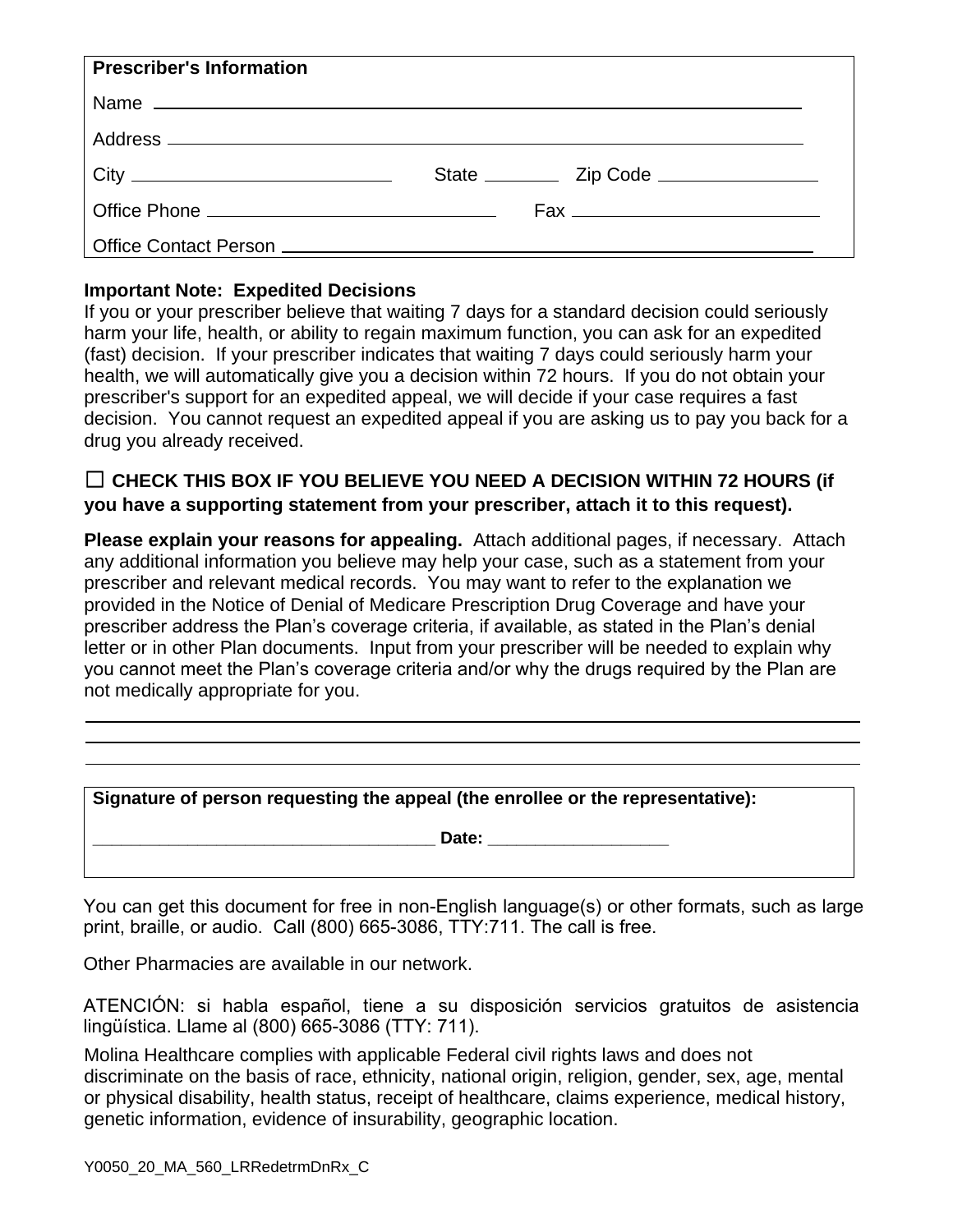**Prescriber's Information**

Name ____________________________________________

Address ____________________________________________

City ______________________ State ________ Zip Code ______________

Office Phone ________________________ Fax ______________________

Office Contact Person ____________________________________________

**Important Note: Expedited Decisions**

If you or your prescriber believe that waiting 7 days for a standard decision could seriously harm your life, health, or ability to regain maximum function, you can ask for an expedited (fast) decision. If your prescriber indicates that waiting 7 days could seriously harm your health, we will automatically give you a decision within 72 hours. If you do not obtain your prescriber's support for an expedited appeal, we will decide if your case requires a fast decision. You cannot request an expedited appeal if you are asking us to pay you back for a drug you already received.

☐ **CHECK THIS BOX IF YOU BELIEVE YOU NEED A DECISION WITHIN 72 HOURS (if you have a supporting statement from your prescriber, attach it to this request).**

**Please explain your reasons for appealing.** Attach additional pages, if necessary. Attach any additional information you believe may help your case, such as a statement from your prescriber and relevant medical records. You may want to refer to the explanation we provided in the Notice of Denial of Medicare Prescription Drug Coverage and have your prescriber address the Plan's coverage criteria, if available, as stated in the Plan's denial letter or in other Plan documents. Input from your prescriber will be needed to explain why you cannot meet the Plan's coverage criteria and/or why the drugs required by the Plan are not medically appropriate for you.

____________________________________________

____________________________________________

____________________________________________

**Signature of person requesting the appeal (the enrollee or the representative):**

**__________________________________ Date: __________________**

You can get this document for free in non-English language(s) or other formats, such as large print, braille, or audio. Call (800) 665-3086, TTY:711. The call is free.

Other Pharmacies are available in our network.

ATENCIÓN: si habla español, tiene a su disposición servicios gratuitos de asistencia lingüística. Llame al (800) 665-3086 (TTY: 711).

Molina Healthcare complies with applicable Federal civil rights laws and does not discriminate on the basis of race, ethnicity, national origin, religion, gender, sex, age, mental or physical disability, health status, receipt of healthcare, claims experience, medical history, genetic information, evidence of insurability, geographic location.

Y0050_20_MA_560_LRRedetrmDnRx_C